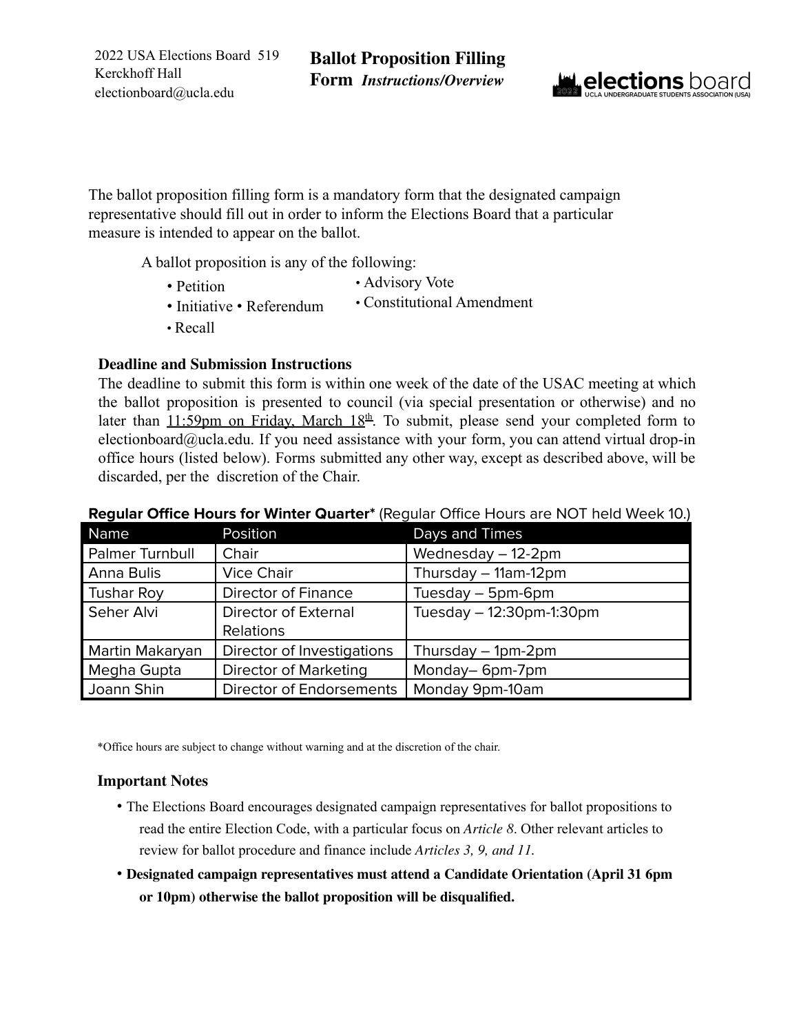2022 USA Elections Board 519 Kerckhoff Hall
electionboard@ucla.edu

# Ballot Proposition Filling Form *Instructions/Overview*

elections board
UCLA UNDERGRADUATE STUDENTS ASSOCIATION (USA)

The ballot proposition filling form is a mandatory form that the designated campaign representative should fill out in order to inform the Elections Board that a particular measure is intended to appear on the ballot.

A ballot proposition is any of the following:

- Petition
- Initiative
- Referendum
- Recall
- Advisory Vote
- Constitutional Amendment

**Deadline and Submission Instructions**

The deadline to submit this form is within one week of the date of the USAC meeting at which the ballot proposition is presented to council (via special presentation or otherwise) and no later than 11:59pm on Friday, March 18th. To submit, please send your completed form to electionboard@ucla.edu. If you need assistance with your form, you can attend virtual drop-in office hours (listed below). Forms submitted any other way, except as described above, will be discarded, per the discretion of the Chair.

**Regular Office Hours for Winter Quarter*** (Regular Office Hours are NOT held Week 10.)

| Name | Position | Days and Times |
|---|---|---|
| Palmer Turnbull | Chair | Wednesday – 12-2pm |
| Anna Bulis | Vice Chair | Thursday – 11am-12pm |
| Tushar Roy | Director of Finance | Tuesday – 5pm-6pm |
| Seher Alvi | Director of External Relations | Tuesday – 12:30pm-1:30pm |
| Martin Makaryan | Director of Investigations | Thursday – 1pm-2pm |
| Megha Gupta | Director of Marketing | Monday– 6pm-7pm |
| Joann Shin | Director of Endorsements | Monday 9pm-10am |

*Office hours are subject to change without warning and at the discretion of the chair.

**Important Notes**

- The Elections Board encourages designated campaign representatives for ballot propositions to read the entire Election Code, with a particular focus on *Article 8*. Other relevant articles to review for ballot procedure and finance include *Articles 3, 9, and 11*.
- **Designated campaign representatives must attend a Candidate Orientation (April 31 6pm or 10pm) otherwise the ballot proposition will be disqualified.**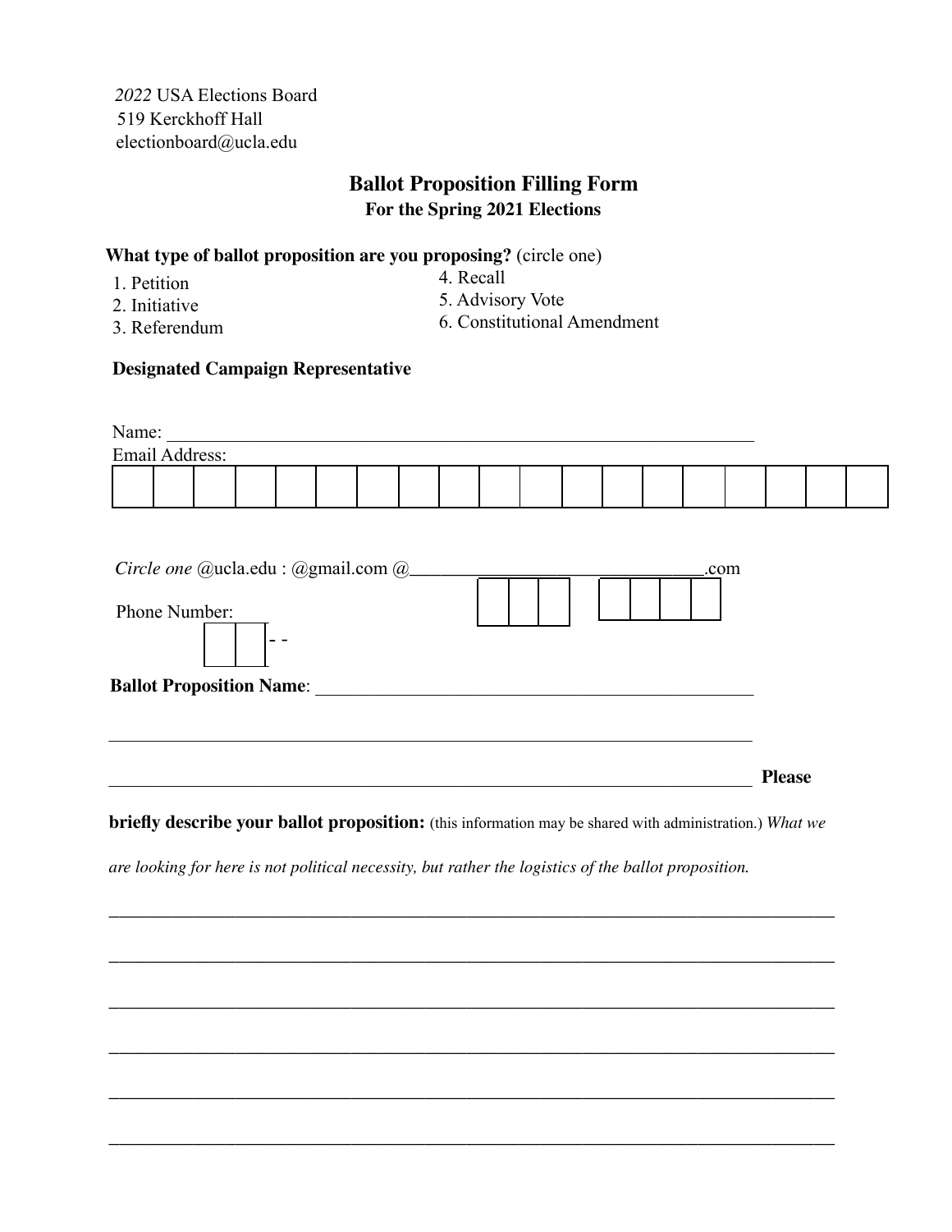*2022* USA Elections Board
519 Kerckhoff Hall
electionboard@ucla.edu

## Ballot Proposition Filling Form

### For the Spring 2021 Elections

**What type of ballot proposition are you proposing?** (circle one)

1. Petition
2. Initiative
3. Referendum
4. Recall
5. Advisory Vote
6. Constitutional Amendment

**Designated Campaign Representative**

Name: ______________________________________________________________

Email Address:

| | | | | | | | | | | | | | | | | | | |
|---|---|---|---|---|---|---|---|---|---|---|---|---|---|---|---|---|---|---|
| | | | | | | | | | | | | | | | | | | |

*Circle one* @ucla.edu : @gmail.com @________________________________.com

Phone Number: [ | ] - [ | | ] - [ | | | ]

**Ballot Proposition Name**: _______________________________________________

___________________________________________________________________________

___________________________________________________________________________

**Please briefly describe your ballot proposition:** (this information may be shared with administration.) *What we are looking for here is not political necessity, but rather the logistics of the ballot proposition.*

___________________________________________________________________________

___________________________________________________________________________

___________________________________________________________________________

___________________________________________________________________________

___________________________________________________________________________

___________________________________________________________________________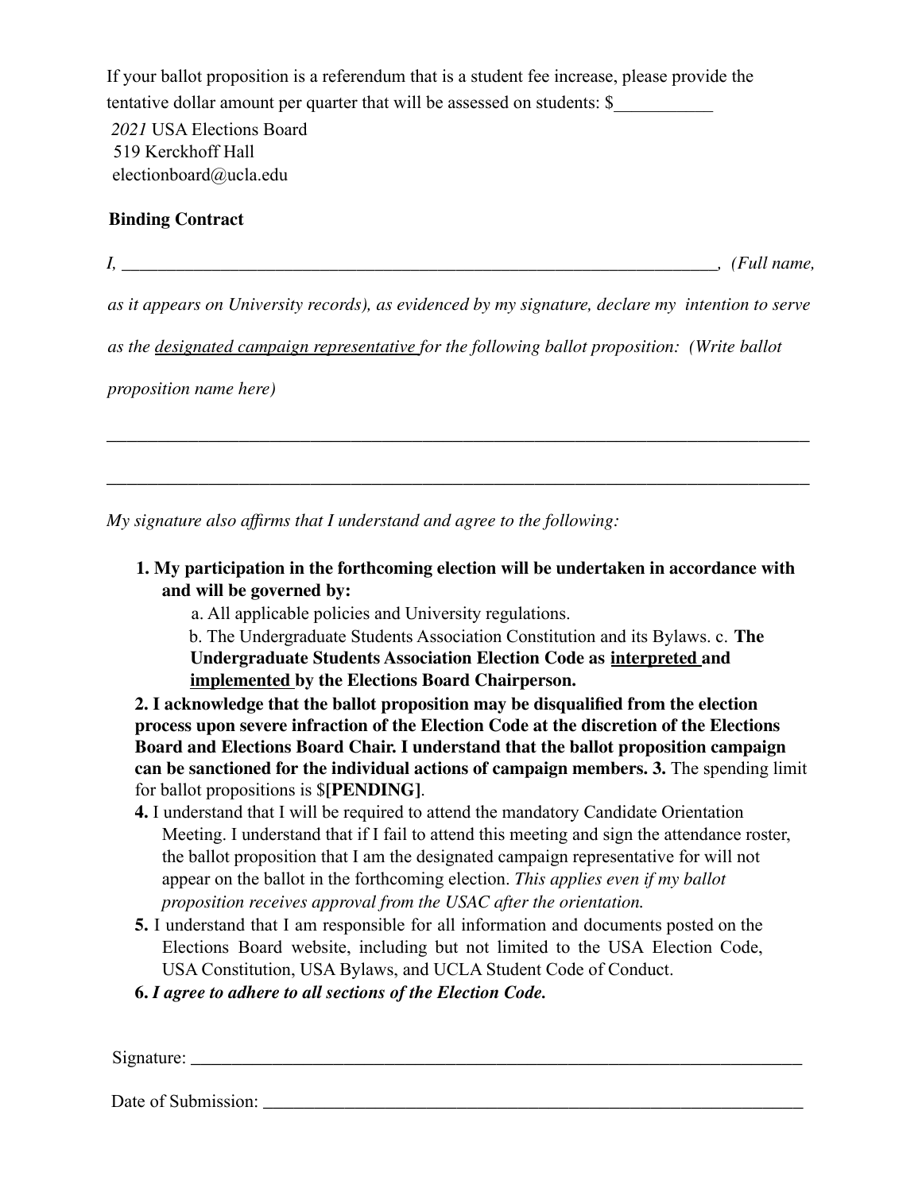If your ballot proposition is a referendum that is a student fee increase, please provide the tentative dollar amount per quarter that will be assessed on students: $___________

*2021* USA Elections Board
519 Kerckhoff Hall
electionboard@ucla.edu

**Binding Contract**

*I, ______________________________________________________________________, (Full name, as it appears on University records), as evidenced by my signature, declare my intention to serve as the* <u>*designated campaign representative*</u> *for the following ballot proposition: (Write ballot proposition name here)*

________________________________________________________________________________

________________________________________________________________________________

*My signature also affirms that I understand and agree to the following:*

1. **My participation in the forthcoming election will be undertaken in accordance with and will be governed by:**
   a. All applicable policies and University regulations.
   b. The Undergraduate Students Association Constitution and its Bylaws.
   c. **The Undergraduate Students Association Election Code as <u>interpreted</u> and <u>implemented</u> by the Elections Board Chairperson.**
2. **I acknowledge that the ballot proposition may be disqualified from the election process upon severe infraction of the Election Code at the discretion of the Elections Board and Elections Board Chair. I understand that the ballot proposition campaign can be sanctioned for the individual actions of campaign members.**
3. The spending limit for ballot propositions is $**[PENDING]**.
4. I understand that I will be required to attend the mandatory Candidate Orientation Meeting. I understand that if I fail to attend this meeting and sign the attendance roster, the ballot proposition that I am the designated campaign representative for will not appear on the ballot in the forthcoming election. *This applies even if my ballot proposition receives approval from the USAC after the orientation.*
5. I understand that I am responsible for all information and documents posted on the Elections Board website, including but not limited to the USA Election Code, USA Constitution, USA Bylaws, and UCLA Student Code of Conduct.
6. ***I agree to adhere to all sections of the Election Code.***

Signature: ______________________________________________________________________

Date of Submission: ______________________________________________________________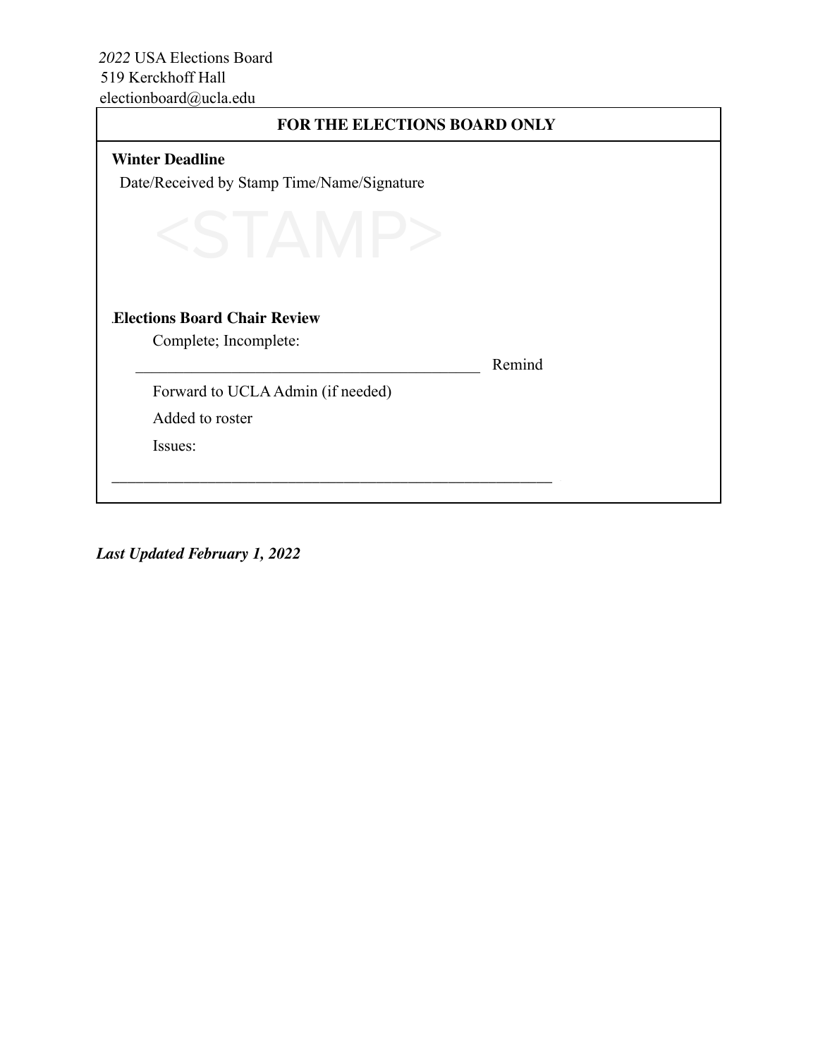*2022* USA Elections Board
519 Kerckhoff Hall
electionboard@ucla.edu

**FOR THE ELECTIONS BOARD ONLY**

**Winter Deadline**

Date/Received by Stamp Time/Name/Signature

<STAMP>

**Elections Board Chair Review**

Complete; Incomplete:

_____________________________________________ Remind

Forward to UCLA Admin (if needed)

Added to roster

Issues:

__________________________________________________________

***Last Updated February 1, 2022***